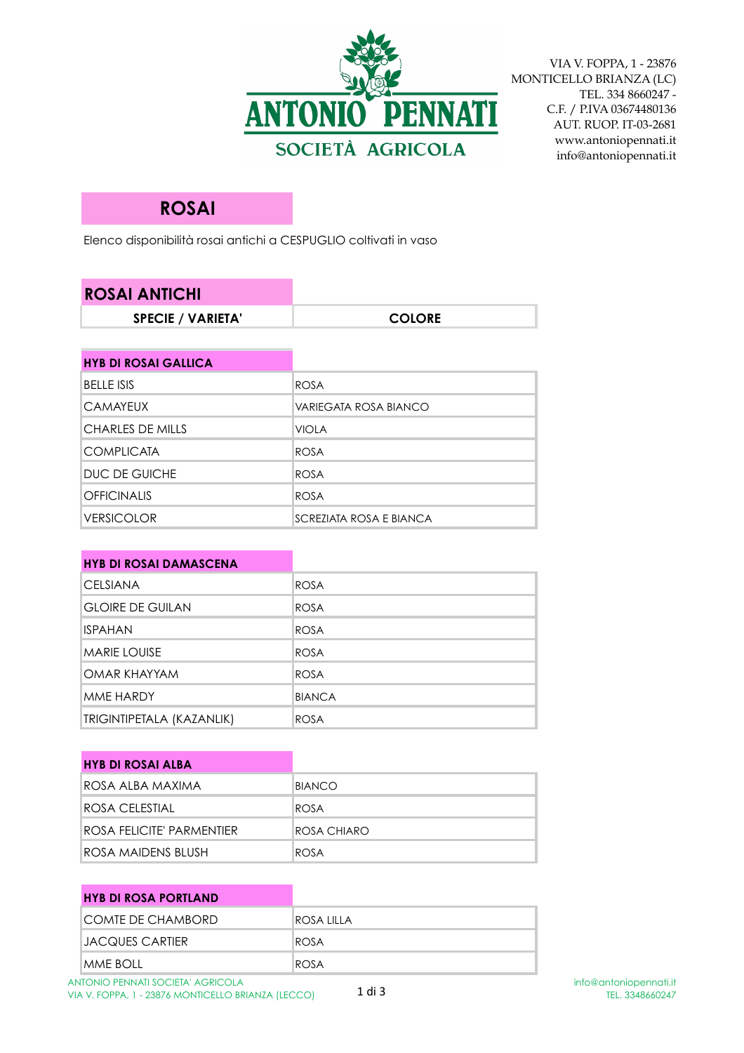ANTONIO PENNATI
SOCIETÀ AGRICOLA

VIA V. FOPPA, 1 - 23876
MONTICELLO BRIANZA (LC)
TEL. 334 8660247 -
C.F. / P.IVA 03674480136
AUT. RUOP. IT-03-2681
www.antoniopennati.it
info@antoniopennati.it

# ROSAI

Elenco disponibilità rosai antichi a CESPUGLIO coltivati in vaso

## ROSAI ANTICHI

| SPECIE / VARIETA' | COLORE |
|---|---|
| **HYB DI ROSAI GALLICA** | |
| BELLE ISIS | ROSA |
| CAMAYEUX | VARIEGATA ROSA BIANCO |
| CHARLES DE MILLS | VIOLA |
| COMPLICATA | ROSA |
| DUC DE GUICHE | ROSA |
| OFFICINALIS | ROSA |
| VERSICOLOR | SCREZIATA ROSA E BIANCA |
| **HYB DI ROSAI DAMASCENA** | |
| CELSIANA | ROSA |
| GLOIRE DE GUILAN | ROSA |
| ISPAHAN | ROSA |
| MARIE LOUISE | ROSA |
| OMAR KHAYYAM | ROSA |
| MME HARDY | BIANCA |
| TRIGINTIPETALA (KAZANLIK) | ROSA |
| **HYB DI ROSAI ALBA** | |
| ROSA ALBA MAXIMA | BIANCO |
| ROSA CELESTIAL | ROSA |
| ROSA FELICITE' PARMENTIER | ROSA CHIARO |
| ROSA MAIDENS BLUSH | ROSA |
| **HYB DI ROSA PORTLAND** | |
| COMTE DE CHAMBORD | ROSA LILLA |
| JACQUES CARTIER | ROSA |
| MME BOLL | ROSA |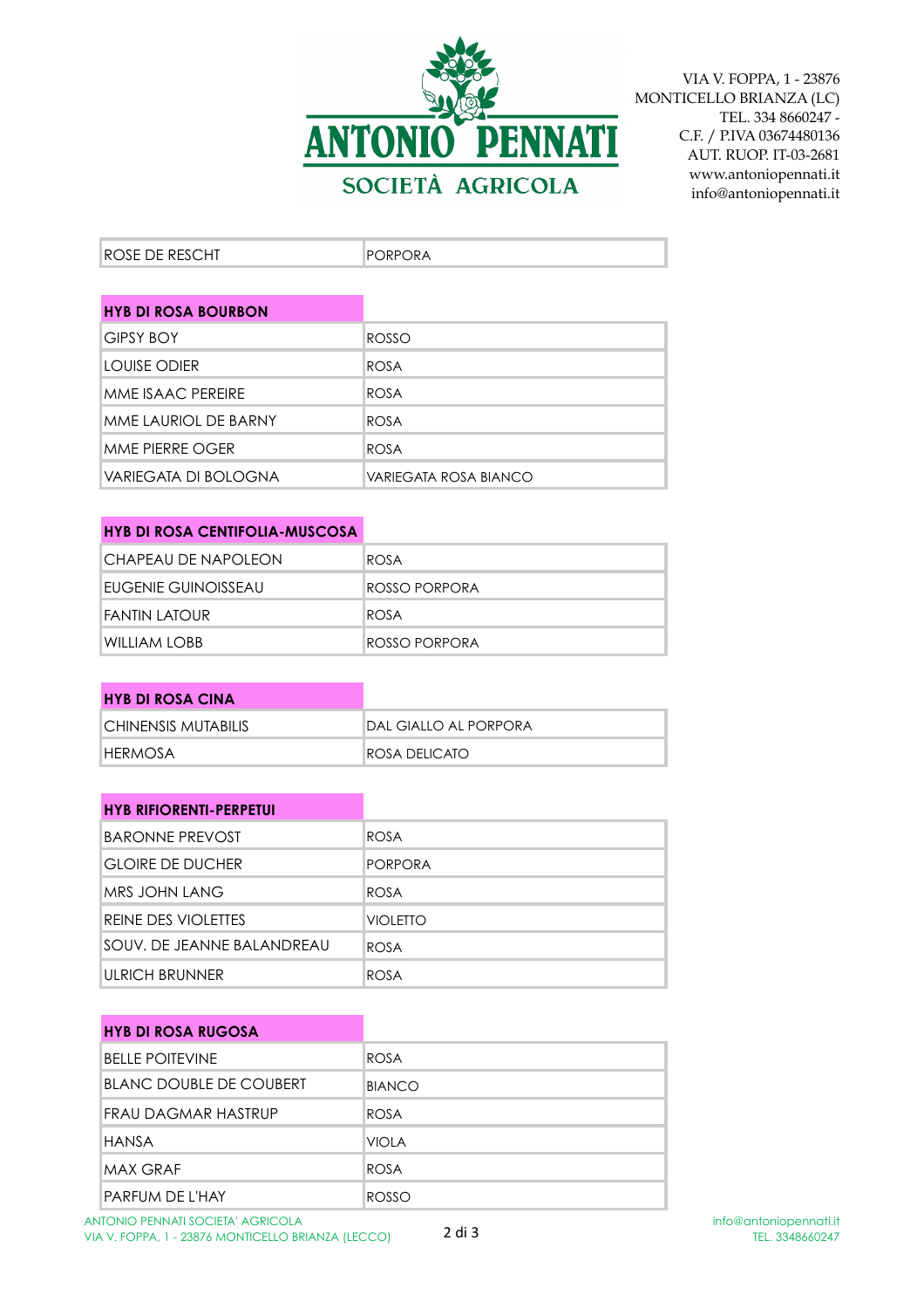| ROSE DE RESCHT | PORPORA |
|---|---|

| HYB DI ROSA BOURBON | |
|---|---|
| GIPSY BOY | ROSSO |
| LOUISE ODIER | ROSA |
| MME ISAAC PEREIRE | ROSA |
| MME LAURIOL DE BARNY | ROSA |
| MME PIERRE OGER | ROSA |
| VARIEGATA DI BOLOGNA | VARIEGATA ROSA BIANCO |

| HYB DI ROSA CENTIFOLIA-MUSCOSA | |
|---|---|
| CHAPEAU DE NAPOLEON | ROSA |
| EUGENIE GUINOISSEAU | ROSSO PORPORA |
| FANTIN LATOUR | ROSA |
| WILLIAM LOBB | ROSSO PORPORA |

| HYB DI ROSA CINA | |
|---|---|
| CHINENSIS MUTABILIS | DAL GIALLO AL PORPORA |
| HERMOSA | ROSA DELICATO |

| HYB RIFIORENTI-PERPETUI | |
|---|---|
| BARONNE PREVOST | ROSA |
| GLOIRE DE DUCHER | PORPORA |
| MRS JOHN LANG | ROSA |
| REINE DES VIOLETTES | VIOLETTO |
| SOUV. DE JEANNE BALANDREAU | ROSA |
| ULRICH BRUNNER | ROSA |

| HYB DI ROSA RUGOSA | |
|---|---|
| BELLE POITEVINE | ROSA |
| BLANC DOUBLE DE COUBERT | BIANCO |
| FRAU DAGMAR HASTRUP | ROSA |
| HANSA | VIOLA |
| MAX GRAF | ROSA |
| PARFUM DE L'HAY | ROSSO |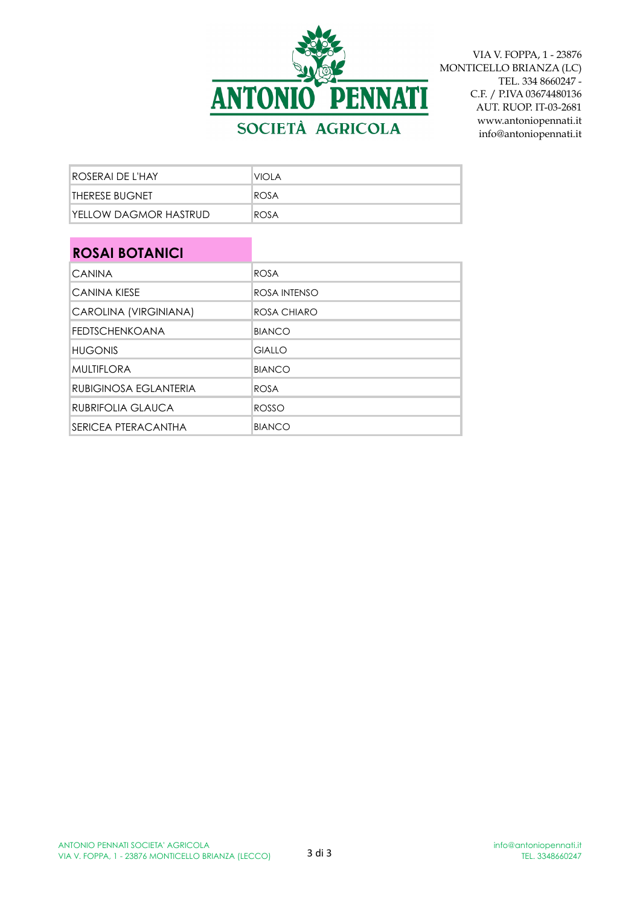| | |
|---|---|
| ROSERAI DE L'HAY | VIOLA |
| THERESE BUGNET | ROSA |
| YELLOW DAGMOR HASTRUD | ROSA |

## ROSAI BOTANICI

| | |
|---|---|
| CANINA | ROSA |
| CANINA KIESE | ROSA INTENSO |
| CAROLINA (VIRGINIANA) | ROSA CHIARO |
| FEDTSCHENKOANA | BIANCO |
| HUGONIS | GIALLO |
| MULTIFLORA | BIANCO |
| RUBIGINOSA EGLANTERIA | ROSA |
| RUBRIFOLIA GLAUCA | ROSSO |
| SERICEA PTERACANTHA | BIANCO |